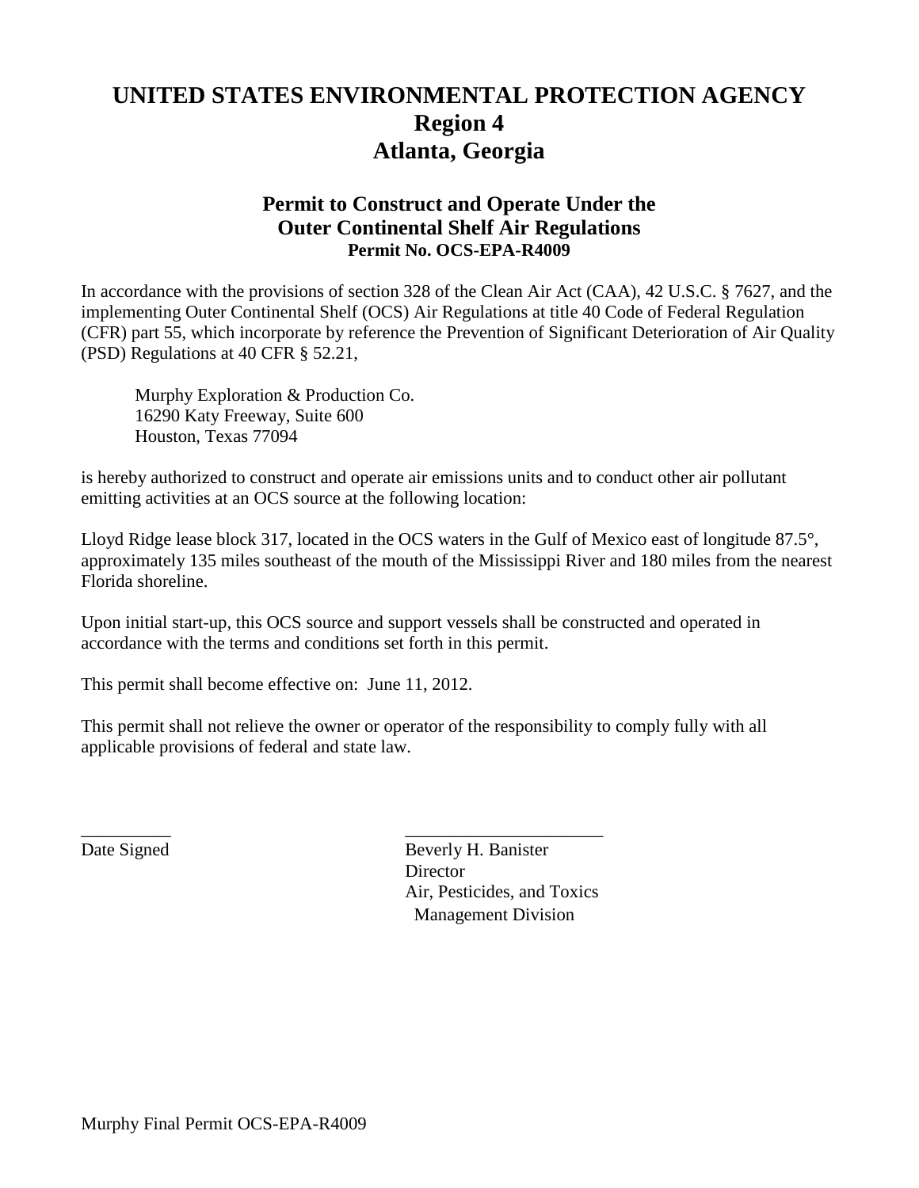# UNITED STATES ENVIRONMENTAL PROTECTION AGENCY
# Region 4
# Atlanta, Georgia

## Permit to Construct and Operate Under the Outer Continental Shelf Air Regulations

**Permit No. OCS-EPA-R4009**

In accordance with the provisions of section 328 of the Clean Air Act (CAA), 42 U.S.C. § 7627, and the implementing Outer Continental Shelf (OCS) Air Regulations at title 40 Code of Federal Regulation (CFR) part 55, which incorporate by reference the Prevention of Significant Deterioration of Air Quality (PSD) Regulations at 40 CFR § 52.21,

Murphy Exploration & Production Co.
16290 Katy Freeway, Suite 600
Houston, Texas 77094

is hereby authorized to construct and operate air emissions units and to conduct other air pollutant emitting activities at an OCS source at the following location:

Lloyd Ridge lease block 317, located in the OCS waters in the Gulf of Mexico east of longitude 87.5°, approximately 135 miles southeast of the mouth of the Mississippi River and 180 miles from the nearest Florida shoreline.

Upon initial start-up, this OCS source and support vessels shall be constructed and operated in accordance with the terms and conditions set forth in this permit.

This permit shall become effective on: June 11, 2012.

This permit shall not relieve the owner or operator of the responsibility to comply fully with all applicable provisions of federal and state law.

__________ ______________________

Date Signed

Beverly H. Banister
Director
Air, Pesticides, and Toxics
Management Division

Murphy Final Permit OCS-EPA-R4009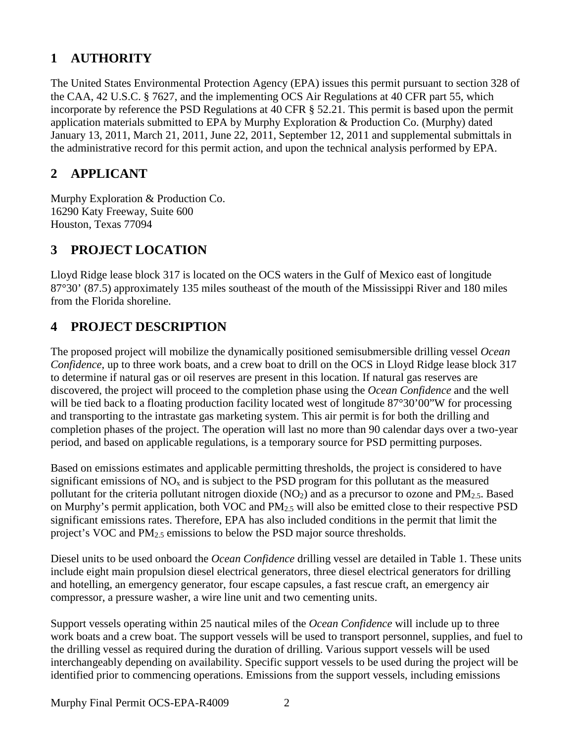## 1 AUTHORITY

The United States Environmental Protection Agency (EPA) issues this permit pursuant to section 328 of the CAA, 42 U.S.C. § 7627, and the implementing OCS Air Regulations at 40 CFR part 55, which incorporate by reference the PSD Regulations at 40 CFR § 52.21. This permit is based upon the permit application materials submitted to EPA by Murphy Exploration & Production Co. (Murphy) dated January 13, 2011, March 21, 2011, June 22, 2011, September 12, 2011 and supplemental submittals in the administrative record for this permit action, and upon the technical analysis performed by EPA.

## 2 APPLICANT

Murphy Exploration & Production Co.
16290 Katy Freeway, Suite 600
Houston, Texas 77094

## 3 PROJECT LOCATION

Lloyd Ridge lease block 317 is located on the OCS waters in the Gulf of Mexico east of longitude 87°30' (87.5) approximately 135 miles southeast of the mouth of the Mississippi River and 180 miles from the Florida shoreline.

## 4 PROJECT DESCRIPTION

The proposed project will mobilize the dynamically positioned semisubmersible drilling vessel *Ocean Confidence*, up to three work boats, and a crew boat to drill on the OCS in Lloyd Ridge lease block 317 to determine if natural gas or oil reserves are present in this location. If natural gas reserves are discovered, the project will proceed to the completion phase using the *Ocean Confidence* and the well will be tied back to a floating production facility located west of longitude 87°30'00"W for processing and transporting to the intrastate gas marketing system. This air permit is for both the drilling and completion phases of the project. The operation will last no more than 90 calendar days over a two-year period, and based on applicable regulations, is a temporary source for PSD permitting purposes.

Based on emissions estimates and applicable permitting thresholds, the project is considered to have significant emissions of $NO_x$ and is subject to the PSD program for this pollutant as the measured pollutant for the criteria pollutant nitrogen dioxide ($NO_2$) and as a precursor to ozone and $PM_{2.5}$. Based on Murphy's permit application, both VOC and $PM_{2.5}$ will also be emitted close to their respective PSD significant emissions rates. Therefore, EPA has also included conditions in the permit that limit the project's VOC and $PM_{2.5}$ emissions to below the PSD major source thresholds.

Diesel units to be used onboard the *Ocean Confidence* drilling vessel are detailed in Table 1. These units include eight main propulsion diesel electrical generators, three diesel electrical generators for drilling and hotelling, an emergency generator, four escape capsules, a fast rescue craft, an emergency air compressor, a pressure washer, a wire line unit and two cementing units.

Support vessels operating within 25 nautical miles of the *Ocean Confidence* will include up to three work boats and a crew boat. The support vessels will be used to transport personnel, supplies, and fuel to the drilling vessel as required during the duration of drilling. Various support vessels will be used interchangeably depending on availability. Specific support vessels to be used during the project will be identified prior to commencing operations. Emissions from the support vessels, including emissions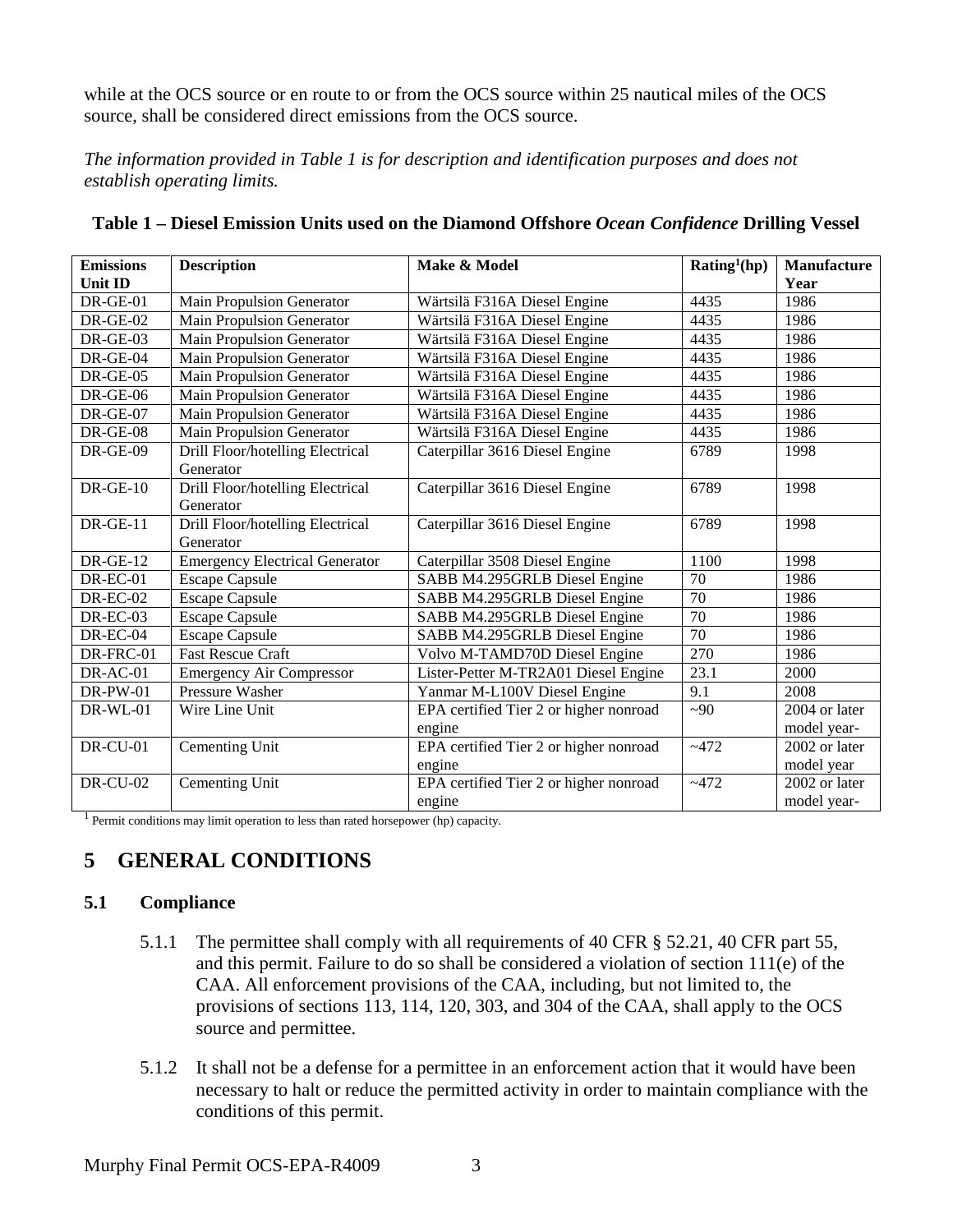while at the OCS source or en route to or from the OCS source within 25 nautical miles of the OCS source, shall be considered direct emissions from the OCS source.

*The information provided in Table 1 is for description and identification purposes and does not establish operating limits.*

**Table 1 – Diesel Emission Units used on the Diamond Offshore *Ocean Confidence* Drilling Vessel**

| Emissions Unit ID | Description | Make & Model | Rating[1](hp) | Manufacture Year |
|---|---|---|---|---|
| DR-GE-01 | Main Propulsion Generator | Wärtsilä F316A Diesel Engine | 4435 | 1986 |
| DR-GE-02 | Main Propulsion Generator | Wärtsilä F316A Diesel Engine | 4435 | 1986 |
| DR-GE-03 | Main Propulsion Generator | Wärtsilä F316A Diesel Engine | 4435 | 1986 |
| DR-GE-04 | Main Propulsion Generator | Wärtsilä F316A Diesel Engine | 4435 | 1986 |
| DR-GE-05 | Main Propulsion Generator | Wärtsilä F316A Diesel Engine | 4435 | 1986 |
| DR-GE-06 | Main Propulsion Generator | Wärtsilä F316A Diesel Engine | 4435 | 1986 |
| DR-GE-07 | Main Propulsion Generator | Wärtsilä F316A Diesel Engine | 4435 | 1986 |
| DR-GE-08 | Main Propulsion Generator | Wärtsilä F316A Diesel Engine | 4435 | 1986 |
| DR-GE-09 | Drill Floor/hotelling Electrical Generator | Caterpillar 3616 Diesel Engine | 6789 | 1998 |
| DR-GE-10 | Drill Floor/hotelling Electrical Generator | Caterpillar 3616 Diesel Engine | 6789 | 1998 |
| DR-GE-11 | Drill Floor/hotelling Electrical Generator | Caterpillar 3616 Diesel Engine | 6789 | 1998 |
| DR-GE-12 | Emergency Electrical Generator | Caterpillar 3508 Diesel Engine | 1100 | 1998 |
| DR-EC-01 | Escape Capsule | SABB M4.295GRLB Diesel Engine | 70 | 1986 |
| DR-EC-02 | Escape Capsule | SABB M4.295GRLB Diesel Engine | 70 | 1986 |
| DR-EC-03 | Escape Capsule | SABB M4.295GRLB Diesel Engine | 70 | 1986 |
| DR-EC-04 | Escape Capsule | SABB M4.295GRLB Diesel Engine | 70 | 1986 |
| DR-FRC-01 | Fast Rescue Craft | Volvo M-TAMD70D Diesel Engine | 270 | 1986 |
| DR-AC-01 | Emergency Air Compressor | Lister-Petter M-TR2A01 Diesel Engine | 23.1 | 2000 |
| DR-PW-01 | Pressure Washer | Yanmar M-L100V Diesel Engine | 9.1 | 2008 |
| DR-WL-01 | Wire Line Unit | EPA certified Tier 2 or higher nonroad engine | ~90 | 2004 or later model year- |
| DR-CU-01 | Cementing Unit | EPA certified Tier 2 or higher nonroad engine | ~472 | 2002 or later model year |
| DR-CU-02 | Cementing Unit | EPA certified Tier 2 or higher nonroad engine | ~472 | 2002 or later model year- |

[1] Permit conditions may limit operation to less than rated horsepower (hp) capacity.

# 5 GENERAL CONDITIONS

## 5.1 Compliance

5.1.1 The permittee shall comply with all requirements of 40 CFR § 52.21, 40 CFR part 55, and this permit. Failure to do so shall be considered a violation of section 111(e) of the CAA. All enforcement provisions of the CAA, including, but not limited to, the provisions of sections 113, 114, 120, 303, and 304 of the CAA, shall apply to the OCS source and permittee.

5.1.2 It shall not be a defense for a permittee in an enforcement action that it would have been necessary to halt or reduce the permitted activity in order to maintain compliance with the conditions of this permit.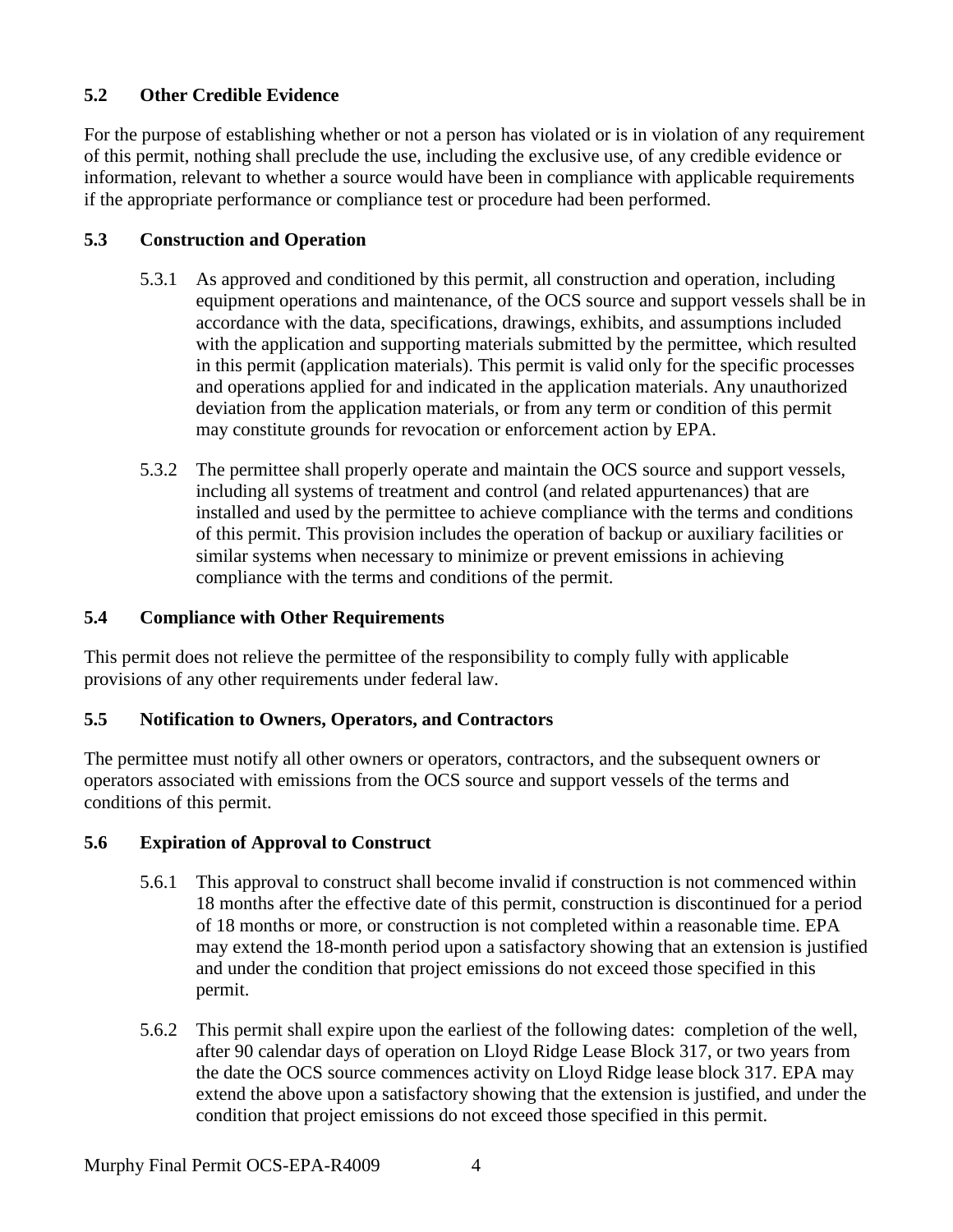### 5.2 Other Credible Evidence

For the purpose of establishing whether or not a person has violated or is in violation of any requirement of this permit, nothing shall preclude the use, including the exclusive use, of any credible evidence or information, relevant to whether a source would have been in compliance with applicable requirements if the appropriate performance or compliance test or procedure had been performed.

### 5.3 Construction and Operation

5.3.1 As approved and conditioned by this permit, all construction and operation, including equipment operations and maintenance, of the OCS source and support vessels shall be in accordance with the data, specifications, drawings, exhibits, and assumptions included with the application and supporting materials submitted by the permittee, which resulted in this permit (application materials). This permit is valid only for the specific processes and operations applied for and indicated in the application materials. Any unauthorized deviation from the application materials, or from any term or condition of this permit may constitute grounds for revocation or enforcement action by EPA.

5.3.2 The permittee shall properly operate and maintain the OCS source and support vessels, including all systems of treatment and control (and related appurtenances) that are installed and used by the permittee to achieve compliance with the terms and conditions of this permit. This provision includes the operation of backup or auxiliary facilities or similar systems when necessary to minimize or prevent emissions in achieving compliance with the terms and conditions of the permit.

### 5.4 Compliance with Other Requirements

This permit does not relieve the permittee of the responsibility to comply fully with applicable provisions of any other requirements under federal law.

### 5.5 Notification to Owners, Operators, and Contractors

The permittee must notify all other owners or operators, contractors, and the subsequent owners or operators associated with emissions from the OCS source and support vessels of the terms and conditions of this permit.

### 5.6 Expiration of Approval to Construct

5.6.1 This approval to construct shall become invalid if construction is not commenced within 18 months after the effective date of this permit, construction is discontinued for a period of 18 months or more, or construction is not completed within a reasonable time. EPA may extend the 18-month period upon a satisfactory showing that an extension is justified and under the condition that project emissions do not exceed those specified in this permit.

5.6.2 This permit shall expire upon the earliest of the following dates: completion of the well, after 90 calendar days of operation on Lloyd Ridge Lease Block 317, or two years from the date the OCS source commences activity on Lloyd Ridge lease block 317. EPA may extend the above upon a satisfactory showing that the extension is justified, and under the condition that project emissions do not exceed those specified in this permit.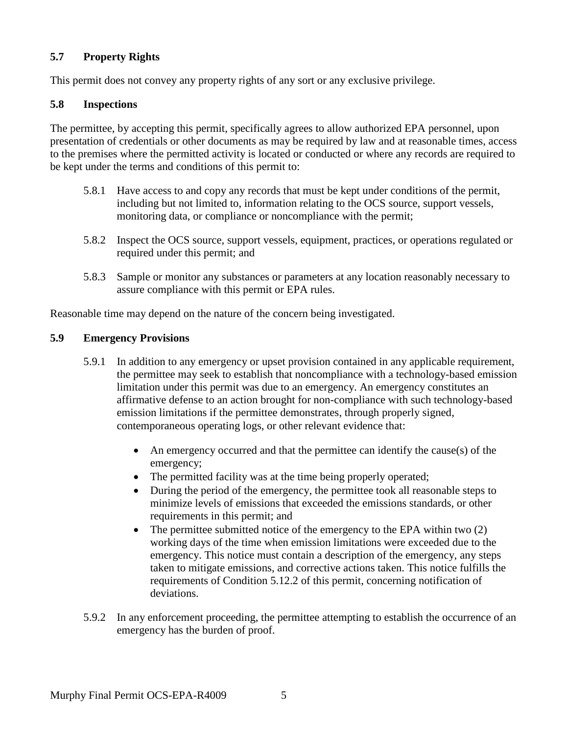### 5.7 Property Rights

This permit does not convey any property rights of any sort or any exclusive privilege.

### 5.8 Inspections

The permittee, by accepting this permit, specifically agrees to allow authorized EPA personnel, upon presentation of credentials or other documents as may be required by law and at reasonable times, access to the premises where the permitted activity is located or conducted or where any records are required to be kept under the terms and conditions of this permit to:

5.8.1 Have access to and copy any records that must be kept under conditions of the permit, including but not limited to, information relating to the OCS source, support vessels, monitoring data, or compliance or noncompliance with the permit;

5.8.2 Inspect the OCS source, support vessels, equipment, practices, or operations regulated or required under this permit; and

5.8.3 Sample or monitor any substances or parameters at any location reasonably necessary to assure compliance with this permit or EPA rules.

Reasonable time may depend on the nature of the concern being investigated.

### 5.9 Emergency Provisions

5.9.1 In addition to any emergency or upset provision contained in any applicable requirement, the permittee may seek to establish that noncompliance with a technology-based emission limitation under this permit was due to an emergency. An emergency constitutes an affirmative defense to an action brought for non-compliance with such technology-based emission limitations if the permittee demonstrates, through properly signed, contemporaneous operating logs, or other relevant evidence that:

- An emergency occurred and that the permittee can identify the cause(s) of the emergency;
- The permitted facility was at the time being properly operated;
- During the period of the emergency, the permittee took all reasonable steps to minimize levels of emissions that exceeded the emissions standards, or other requirements in this permit; and
- The permittee submitted notice of the emergency to the EPA within two (2) working days of the time when emission limitations were exceeded due to the emergency. This notice must contain a description of the emergency, any steps taken to mitigate emissions, and corrective actions taken. This notice fulfills the requirements of Condition 5.12.2 of this permit, concerning notification of deviations.

5.9.2 In any enforcement proceeding, the permittee attempting to establish the occurrence of an emergency has the burden of proof.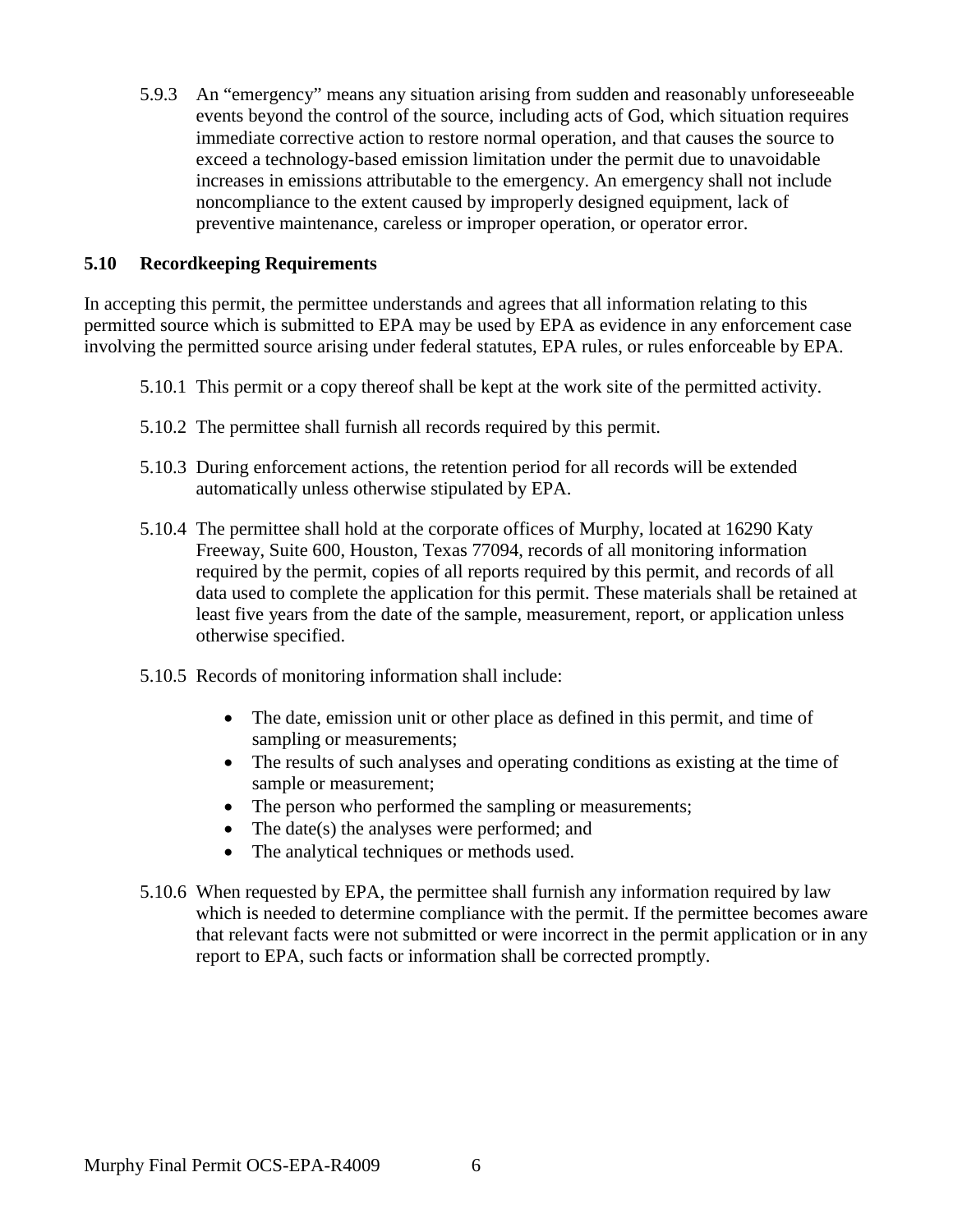5.9.3 An "emergency" means any situation arising from sudden and reasonably unforeseeable events beyond the control of the source, including acts of God, which situation requires immediate corrective action to restore normal operation, and that causes the source to exceed a technology-based emission limitation under the permit due to unavoidable increases in emissions attributable to the emergency. An emergency shall not include noncompliance to the extent caused by improperly designed equipment, lack of preventive maintenance, careless or improper operation, or operator error.

## 5.10 Recordkeeping Requirements

In accepting this permit, the permittee understands and agrees that all information relating to this permitted source which is submitted to EPA may be used by EPA as evidence in any enforcement case involving the permitted source arising under federal statutes, EPA rules, or rules enforceable by EPA.

5.10.1 This permit or a copy thereof shall be kept at the work site of the permitted activity.

5.10.2 The permittee shall furnish all records required by this permit.

5.10.3 During enforcement actions, the retention period for all records will be extended automatically unless otherwise stipulated by EPA.

5.10.4 The permittee shall hold at the corporate offices of Murphy, located at 16290 Katy Freeway, Suite 600, Houston, Texas 77094, records of all monitoring information required by the permit, copies of all reports required by this permit, and records of all data used to complete the application for this permit. These materials shall be retained at least five years from the date of the sample, measurement, report, or application unless otherwise specified.

5.10.5 Records of monitoring information shall include:

- The date, emission unit or other place as defined in this permit, and time of sampling or measurements;
- The results of such analyses and operating conditions as existing at the time of sample or measurement;
- The person who performed the sampling or measurements;
- The date(s) the analyses were performed; and
- The analytical techniques or methods used.

5.10.6 When requested by EPA, the permittee shall furnish any information required by law which is needed to determine compliance with the permit. If the permittee becomes aware that relevant facts were not submitted or were incorrect in the permit application or in any report to EPA, such facts or information shall be corrected promptly.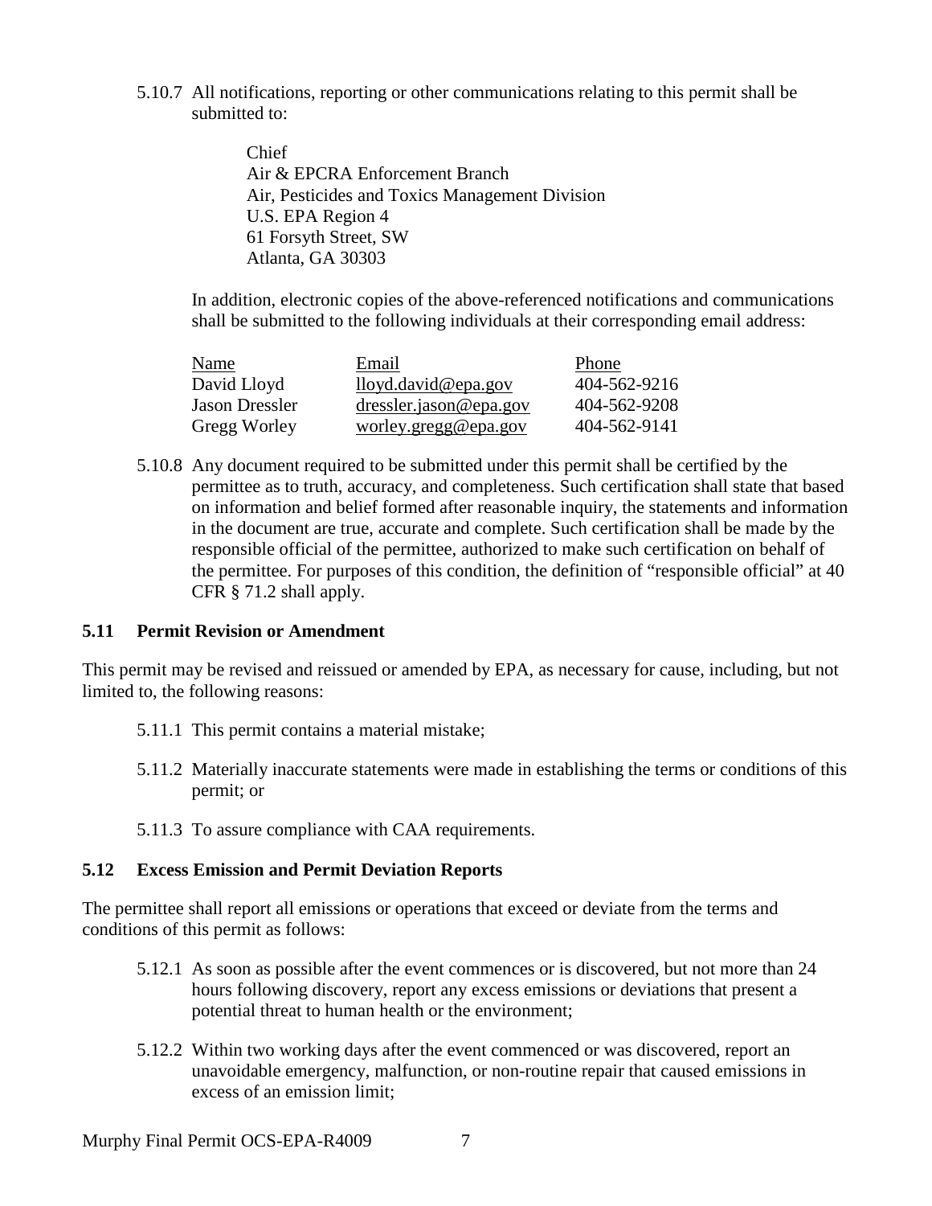5.10.7 All notifications, reporting or other communications relating to this permit shall be submitted to:

> Chief
> Air & EPCRA Enforcement Branch
> Air, Pesticides and Toxics Management Division
> U.S. EPA Region 4
> 61 Forsyth Street, SW
> Atlanta, GA 30303

In addition, electronic copies of the above-referenced notifications and communications shall be submitted to the following individuals at their corresponding email address:

| Name | Email | Phone |
|---|---|---|
| David Lloyd | lloyd.david@epa.gov | 404-562-9216 |
| Jason Dressler | dressler.jason@epa.gov | 404-562-9208 |
| Gregg Worley | worley.gregg@epa.gov | 404-562-9141 |

5.10.8 Any document required to be submitted under this permit shall be certified by the permittee as to truth, accuracy, and completeness. Such certification shall state that based on information and belief formed after reasonable inquiry, the statements and information in the document are true, accurate and complete. Such certification shall be made by the responsible official of the permittee, authorized to make such certification on behalf of the permittee. For purposes of this condition, the definition of "responsible official" at 40 CFR § 71.2 shall apply.

### 5.11 Permit Revision or Amendment

This permit may be revised and reissued or amended by EPA, as necessary for cause, including, but not limited to, the following reasons:

5.11.1 This permit contains a material mistake;

5.11.2 Materially inaccurate statements were made in establishing the terms or conditions of this permit; or

5.11.3 To assure compliance with CAA requirements.

### 5.12 Excess Emission and Permit Deviation Reports

The permittee shall report all emissions or operations that exceed or deviate from the terms and conditions of this permit as follows:

5.12.1 As soon as possible after the event commences or is discovered, but not more than 24 hours following discovery, report any excess emissions or deviations that present a potential threat to human health or the environment;

5.12.2 Within two working days after the event commenced or was discovered, report an unavoidable emergency, malfunction, or non-routine repair that caused emissions in excess of an emission limit;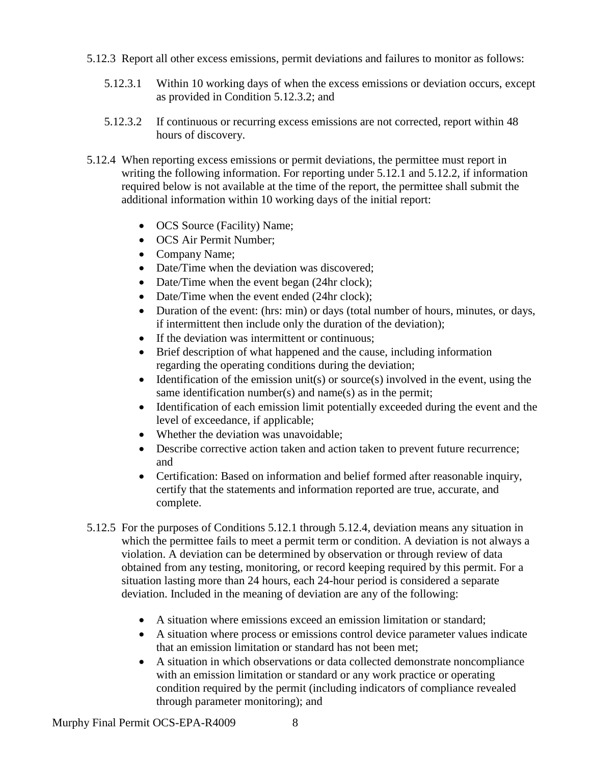5.12.3 Report all other excess emissions, permit deviations and failures to monitor as follows:

5.12.3.1 Within 10 working days of when the excess emissions or deviation occurs, except as provided in Condition 5.12.3.2; and

5.12.3.2 If continuous or recurring excess emissions are not corrected, report within 48 hours of discovery.

5.12.4 When reporting excess emissions or permit deviations, the permittee must report in writing the following information. For reporting under 5.12.1 and 5.12.2, if information required below is not available at the time of the report, the permittee shall submit the additional information within 10 working days of the initial report:

- OCS Source (Facility) Name;
- OCS Air Permit Number;
- Company Name;
- Date/Time when the deviation was discovered;
- Date/Time when the event began (24hr clock);
- Date/Time when the event ended (24hr clock);
- Duration of the event: (hrs: min) or days (total number of hours, minutes, or days, if intermittent then include only the duration of the deviation);
- If the deviation was intermittent or continuous;
- Brief description of what happened and the cause, including information regarding the operating conditions during the deviation;
- Identification of the emission unit(s) or source(s) involved in the event, using the same identification number(s) and name(s) as in the permit;
- Identification of each emission limit potentially exceeded during the event and the level of exceedance, if applicable;
- Whether the deviation was unavoidable;
- Describe corrective action taken and action taken to prevent future recurrence; and
- Certification: Based on information and belief formed after reasonable inquiry, certify that the statements and information reported are true, accurate, and complete.

5.12.5 For the purposes of Conditions 5.12.1 through 5.12.4, deviation means any situation in which the permittee fails to meet a permit term or condition. A deviation is not always a violation. A deviation can be determined by observation or through review of data obtained from any testing, monitoring, or record keeping required by this permit. For a situation lasting more than 24 hours, each 24-hour period is considered a separate deviation. Included in the meaning of deviation are any of the following:

- A situation where emissions exceed an emission limitation or standard;
- A situation where process or emissions control device parameter values indicate that an emission limitation or standard has not been met;
- A situation in which observations or data collected demonstrate noncompliance with an emission limitation or standard or any work practice or operating condition required by the permit (including indicators of compliance revealed through parameter monitoring); and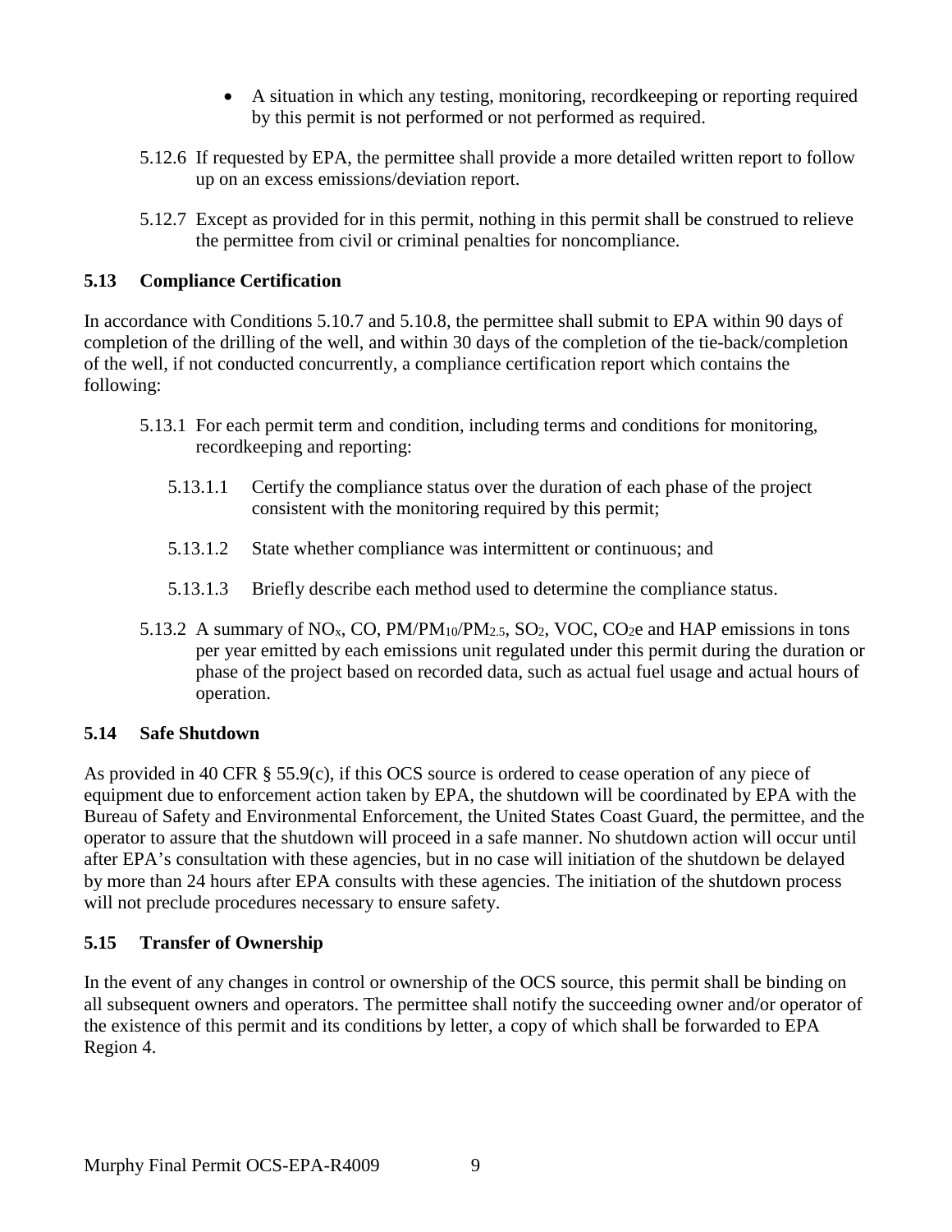- A situation in which any testing, monitoring, recordkeeping or reporting required by this permit is not performed or not performed as required.

5.12.6 If requested by EPA, the permittee shall provide a more detailed written report to follow up on an excess emissions/deviation report.

5.12.7 Except as provided for in this permit, nothing in this permit shall be construed to relieve the permittee from civil or criminal penalties for noncompliance.

### 5.13 Compliance Certification

In accordance with Conditions 5.10.7 and 5.10.8, the permittee shall submit to EPA within 90 days of completion of the drilling of the well, and within 30 days of the completion of the tie-back/completion of the well, if not conducted concurrently, a compliance certification report which contains the following:

5.13.1 For each permit term and condition, including terms and conditions for monitoring, recordkeeping and reporting:

5.13.1.1 Certify the compliance status over the duration of each phase of the project consistent with the monitoring required by this permit;

5.13.1.2 State whether compliance was intermittent or continuous; and

5.13.1.3 Briefly describe each method used to determine the compliance status.

5.13.2 A summary of $NO_x$, CO, $PM/PM_{10}/PM_{2.5}$, $SO_2$, VOC, $CO_2e$ and HAP emissions in tons per year emitted by each emissions unit regulated under this permit during the duration or phase of the project based on recorded data, such as actual fuel usage and actual hours of operation.

### 5.14 Safe Shutdown

As provided in 40 CFR § 55.9(c), if this OCS source is ordered to cease operation of any piece of equipment due to enforcement action taken by EPA, the shutdown will be coordinated by EPA with the Bureau of Safety and Environmental Enforcement, the United States Coast Guard, the permittee, and the operator to assure that the shutdown will proceed in a safe manner. No shutdown action will occur until after EPA's consultation with these agencies, but in no case will initiation of the shutdown be delayed by more than 24 hours after EPA consults with these agencies. The initiation of the shutdown process will not preclude procedures necessary to ensure safety.

### 5.15 Transfer of Ownership

In the event of any changes in control or ownership of the OCS source, this permit shall be binding on all subsequent owners and operators. The permittee shall notify the succeeding owner and/or operator of the existence of this permit and its conditions by letter, a copy of which shall be forwarded to EPA Region 4.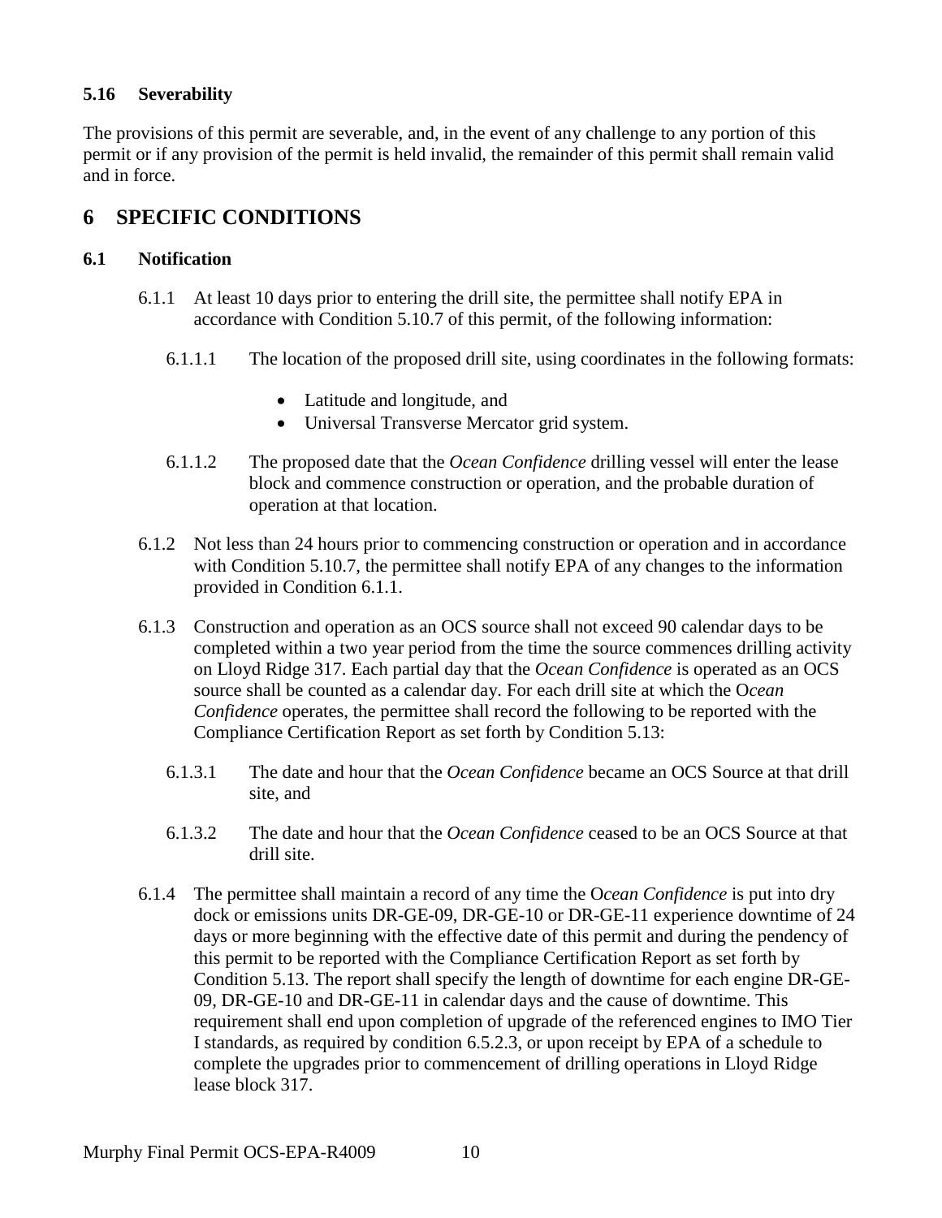### 5.16 Severability

The provisions of this permit are severable, and, in the event of any challenge to any portion of this permit or if any provision of the permit is held invalid, the remainder of this permit shall remain valid and in force.

## 6 SPECIFIC CONDITIONS

### 6.1 Notification

6.1.1 At least 10 days prior to entering the drill site, the permittee shall notify EPA in accordance with Condition 5.10.7 of this permit, of the following information:

6.1.1.1 The location of the proposed drill site, using coordinates in the following formats:

- Latitude and longitude, and
- Universal Transverse Mercator grid system.

6.1.1.2 The proposed date that the *Ocean Confidence* drilling vessel will enter the lease block and commence construction or operation, and the probable duration of operation at that location.

6.1.2 Not less than 24 hours prior to commencing construction or operation and in accordance with Condition 5.10.7, the permittee shall notify EPA of any changes to the information provided in Condition 6.1.1.

6.1.3 Construction and operation as an OCS source shall not exceed 90 calendar days to be completed within a two year period from the time the source commences drilling activity on Lloyd Ridge 317. Each partial day that the *Ocean Confidence* is operated as an OCS source shall be counted as a calendar day. For each drill site at which the O*cean Confidence* operates, the permittee shall record the following to be reported with the Compliance Certification Report as set forth by Condition 5.13:

6.1.3.1 The date and hour that the *Ocean Confidence* became an OCS Source at that drill site, and

6.1.3.2 The date and hour that the *Ocean Confidence* ceased to be an OCS Source at that drill site.

6.1.4 The permittee shall maintain a record of any time the O*cean Confidence* is put into dry dock or emissions units DR-GE-09, DR-GE-10 or DR-GE-11 experience downtime of 24 days or more beginning with the effective date of this permit and during the pendency of this permit to be reported with the Compliance Certification Report as set forth by Condition 5.13. The report shall specify the length of downtime for each engine DR-GE-09, DR-GE-10 and DR-GE-11 in calendar days and the cause of downtime. This requirement shall end upon completion of upgrade of the referenced engines to IMO Tier I standards, as required by condition 6.5.2.3, or upon receipt by EPA of a schedule to complete the upgrades prior to commencement of drilling operations in Lloyd Ridge lease block 317.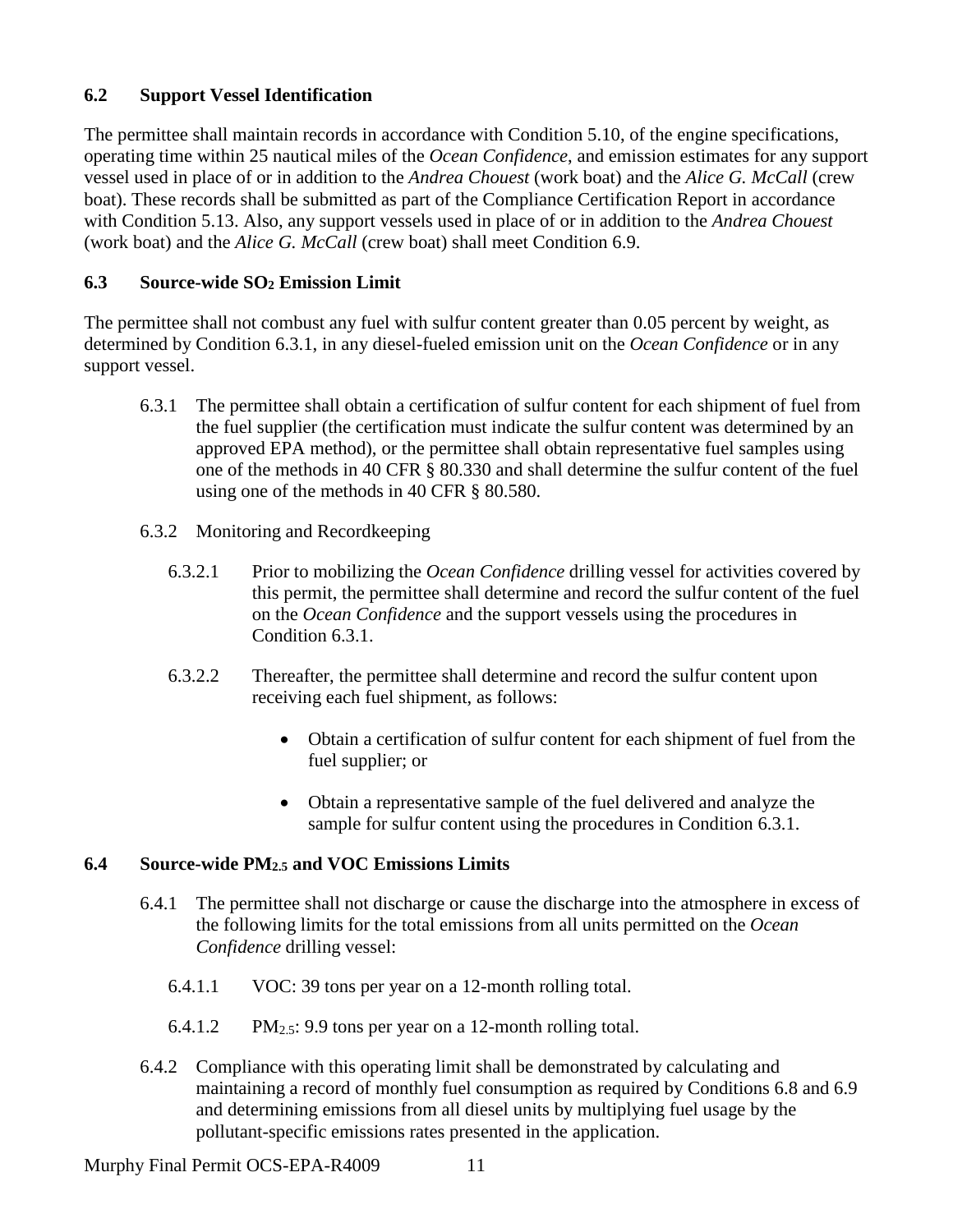### 6.2 Support Vessel Identification

The permittee shall maintain records in accordance with Condition 5.10, of the engine specifications, operating time within 25 nautical miles of the *Ocean Confidence*, and emission estimates for any support vessel used in place of or in addition to the *Andrea Chouest* (work boat) and the *Alice G. McCall* (crew boat). These records shall be submitted as part of the Compliance Certification Report in accordance with Condition 5.13. Also, any support vessels used in place of or in addition to the *Andrea Chouest* (work boat) and the *Alice G. McCall* (crew boat) shall meet Condition 6.9.

### 6.3 Source-wide $SO_2$ Emission Limit

The permittee shall not combust any fuel with sulfur content greater than 0.05 percent by weight, as determined by Condition 6.3.1, in any diesel-fueled emission unit on the *Ocean Confidence* or in any support vessel.

6.3.1 The permittee shall obtain a certification of sulfur content for each shipment of fuel from the fuel supplier (the certification must indicate the sulfur content was determined by an approved EPA method), or the permittee shall obtain representative fuel samples using one of the methods in 40 CFR § 80.330 and shall determine the sulfur content of the fuel using one of the methods in 40 CFR § 80.580.

6.3.2 Monitoring and Recordkeeping

6.3.2.1 Prior to mobilizing the *Ocean Confidence* drilling vessel for activities covered by this permit, the permittee shall determine and record the sulfur content of the fuel on the *Ocean Confidence* and the support vessels using the procedures in Condition 6.3.1.

6.3.2.2 Thereafter, the permittee shall determine and record the sulfur content upon receiving each fuel shipment, as follows:

- Obtain a certification of sulfur content for each shipment of fuel from the fuel supplier; or
- Obtain a representative sample of the fuel delivered and analyze the sample for sulfur content using the procedures in Condition 6.3.1.

### 6.4 Source-wide $PM_{2.5}$ and VOC Emissions Limits

6.4.1 The permittee shall not discharge or cause the discharge into the atmosphere in excess of the following limits for the total emissions from all units permitted on the *Ocean Confidence* drilling vessel:

6.4.1.1 VOC: 39 tons per year on a 12-month rolling total.

6.4.1.2 $PM_{2.5}$: 9.9 tons per year on a 12-month rolling total.

6.4.2 Compliance with this operating limit shall be demonstrated by calculating and maintaining a record of monthly fuel consumption as required by Conditions 6.8 and 6.9 and determining emissions from all diesel units by multiplying fuel usage by the pollutant-specific emissions rates presented in the application.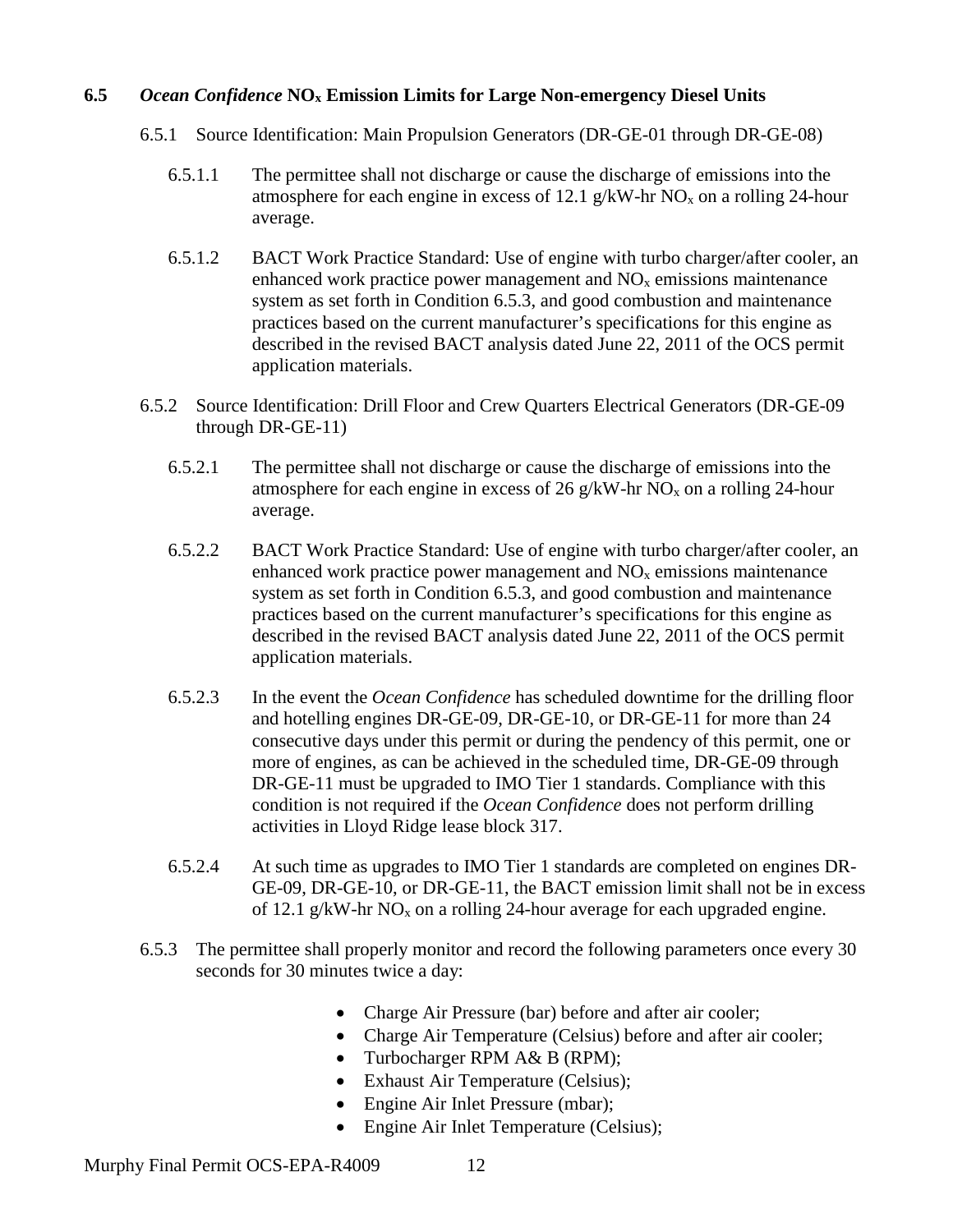### 6.5 *Ocean Confidence* $NO_x$ Emission Limits for Large Non-emergency Diesel Units

6.5.1 Source Identification: Main Propulsion Generators (DR-GE-01 through DR-GE-08)

6.5.1.1 The permittee shall not discharge or cause the discharge of emissions into the atmosphere for each engine in excess of 12.1 g/kW-hr $NO_x$ on a rolling 24-hour average.

6.5.1.2 BACT Work Practice Standard: Use of engine with turbo charger/after cooler, an enhanced work practice power management and $NO_x$ emissions maintenance system as set forth in Condition 6.5.3, and good combustion and maintenance practices based on the current manufacturer's specifications for this engine as described in the revised BACT analysis dated June 22, 2011 of the OCS permit application materials.

6.5.2 Source Identification: Drill Floor and Crew Quarters Electrical Generators (DR-GE-09 through DR-GE-11)

6.5.2.1 The permittee shall not discharge or cause the discharge of emissions into the atmosphere for each engine in excess of 26 g/kW-hr $NO_x$ on a rolling 24-hour average.

6.5.2.2 BACT Work Practice Standard: Use of engine with turbo charger/after cooler, an enhanced work practice power management and $NO_x$ emissions maintenance system as set forth in Condition 6.5.3, and good combustion and maintenance practices based on the current manufacturer's specifications for this engine as described in the revised BACT analysis dated June 22, 2011 of the OCS permit application materials.

6.5.2.3 In the event the *Ocean Confidence* has scheduled downtime for the drilling floor and hotelling engines DR-GE-09, DR-GE-10, or DR-GE-11 for more than 24 consecutive days under this permit or during the pendency of this permit, one or more of engines, as can be achieved in the scheduled time, DR-GE-09 through DR-GE-11 must be upgraded to IMO Tier 1 standards. Compliance with this condition is not required if the *Ocean Confidence* does not perform drilling activities in Lloyd Ridge lease block 317.

6.5.2.4 At such time as upgrades to IMO Tier 1 standards are completed on engines DR-GE-09, DR-GE-10, or DR-GE-11, the BACT emission limit shall not be in excess of 12.1 g/kW-hr $NO_x$ on a rolling 24-hour average for each upgraded engine.

6.5.3 The permittee shall properly monitor and record the following parameters once every 30 seconds for 30 minutes twice a day:

- Charge Air Pressure (bar) before and after air cooler;
- Charge Air Temperature (Celsius) before and after air cooler;
- Turbocharger RPM A& B (RPM);
- Exhaust Air Temperature (Celsius);
- Engine Air Inlet Pressure (mbar);
- Engine Air Inlet Temperature (Celsius);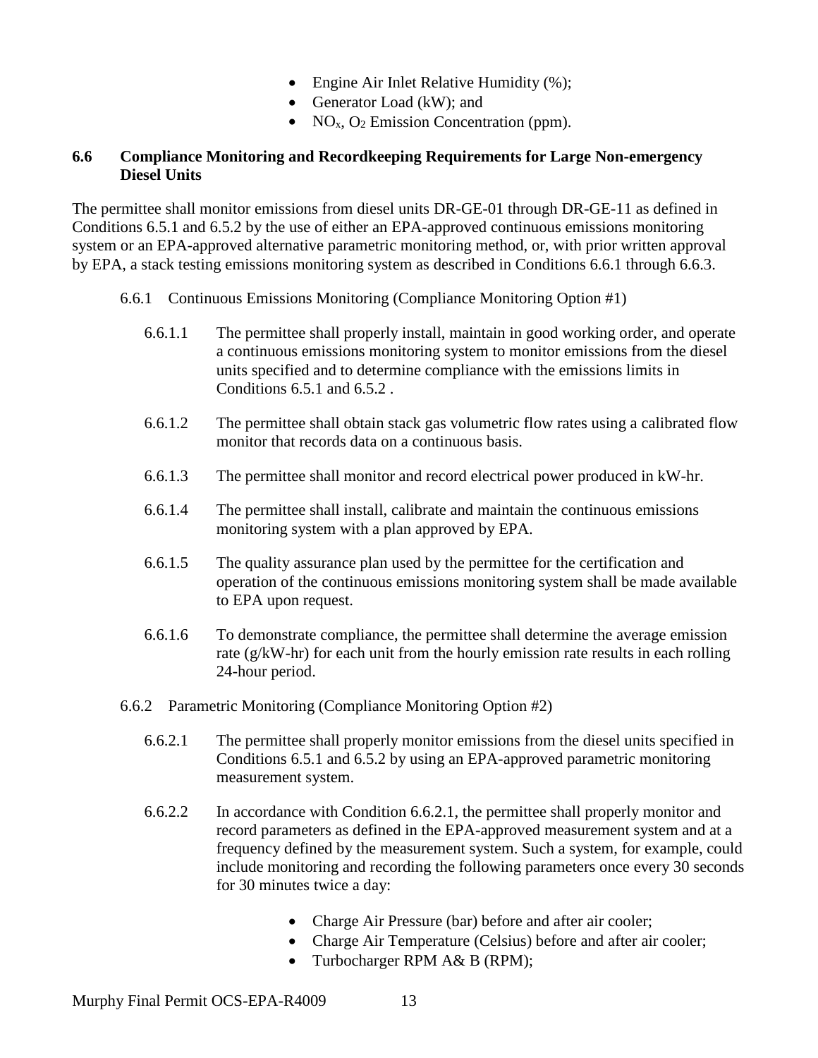- Engine Air Inlet Relative Humidity (%);
- Generator Load (kW); and
- $NO_x$, $O_2$ Emission Concentration (ppm).

### 6.6 Compliance Monitoring and Recordkeeping Requirements for Large Non-emergency Diesel Units

The permittee shall monitor emissions from diesel units DR-GE-01 through DR-GE-11 as defined in Conditions 6.5.1 and 6.5.2 by the use of either an EPA-approved continuous emissions monitoring system or an EPA-approved alternative parametric monitoring method, or, with prior written approval by EPA, a stack testing emissions monitoring system as described in Conditions 6.6.1 through 6.6.3.

6.6.1 Continuous Emissions Monitoring (Compliance Monitoring Option #1)

6.6.1.1 The permittee shall properly install, maintain in good working order, and operate a continuous emissions monitoring system to monitor emissions from the diesel units specified and to determine compliance with the emissions limits in Conditions 6.5.1 and 6.5.2 .

6.6.1.2 The permittee shall obtain stack gas volumetric flow rates using a calibrated flow monitor that records data on a continuous basis.

6.6.1.3 The permittee shall monitor and record electrical power produced in kW-hr.

6.6.1.4 The permittee shall install, calibrate and maintain the continuous emissions monitoring system with a plan approved by EPA.

6.6.1.5 The quality assurance plan used by the permittee for the certification and operation of the continuous emissions monitoring system shall be made available to EPA upon request.

6.6.1.6 To demonstrate compliance, the permittee shall determine the average emission rate (g/kW-hr) for each unit from the hourly emission rate results in each rolling 24-hour period.

6.6.2 Parametric Monitoring (Compliance Monitoring Option #2)

6.6.2.1 The permittee shall properly monitor emissions from the diesel units specified in Conditions 6.5.1 and 6.5.2 by using an EPA-approved parametric monitoring measurement system.

6.6.2.2 In accordance with Condition 6.6.2.1, the permittee shall properly monitor and record parameters as defined in the EPA-approved measurement system and at a frequency defined by the measurement system. Such a system, for example, could include monitoring and recording the following parameters once every 30 seconds for 30 minutes twice a day:

- Charge Air Pressure (bar) before and after air cooler;
- Charge Air Temperature (Celsius) before and after air cooler;
- Turbocharger RPM A& B (RPM);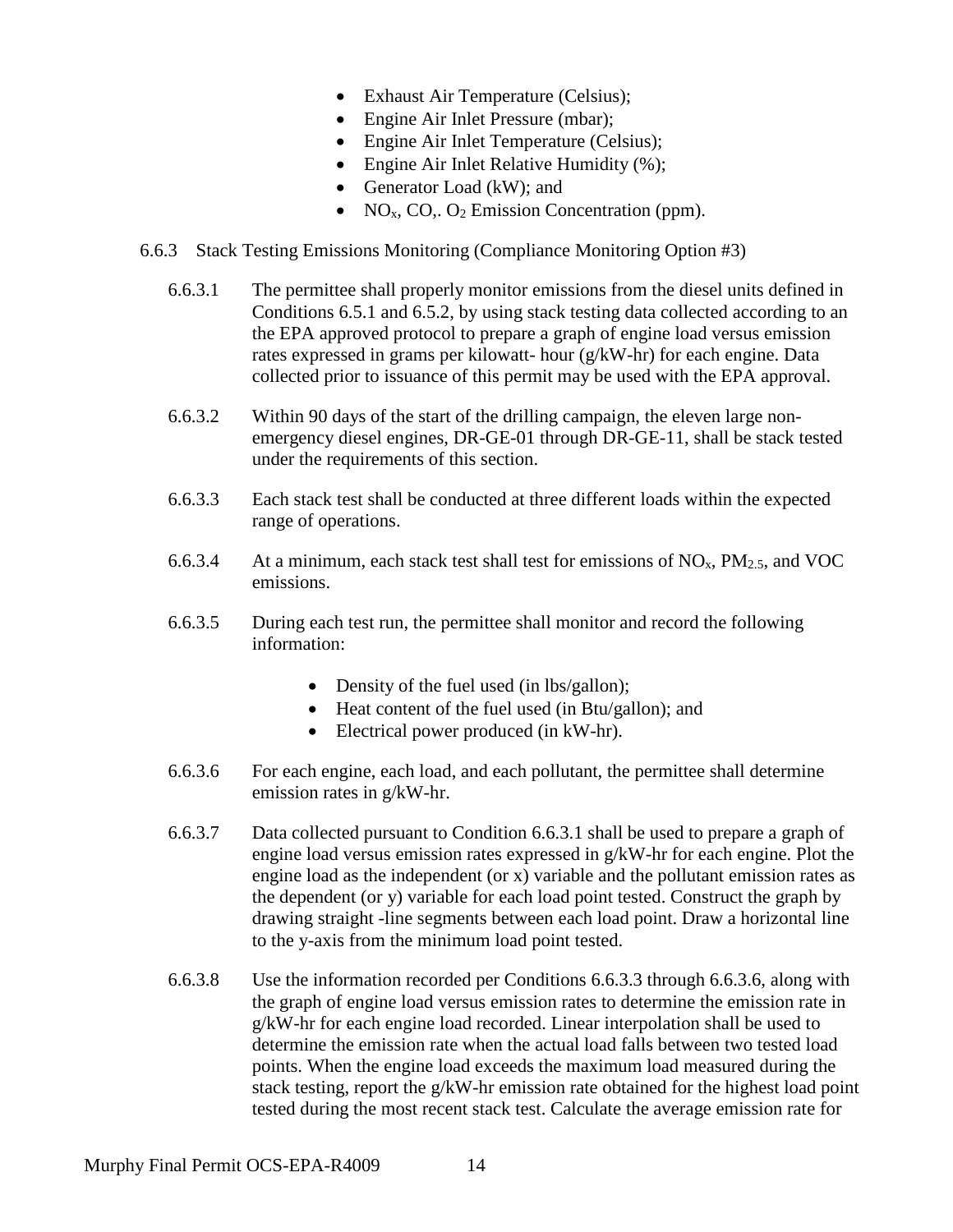- Exhaust Air Temperature (Celsius);
- Engine Air Inlet Pressure (mbar);
- Engine Air Inlet Temperature (Celsius);
- Engine Air Inlet Relative Humidity (%);
- Generator Load (kW); and
- $NO_x$, CO,. $O_2$ Emission Concentration (ppm).

6.6.3 Stack Testing Emissions Monitoring (Compliance Monitoring Option #3)

6.6.3.1 The permittee shall properly monitor emissions from the diesel units defined in Conditions 6.5.1 and 6.5.2, by using stack testing data collected according to an the EPA approved protocol to prepare a graph of engine load versus emission rates expressed in grams per kilowatt- hour (g/kW-hr) for each engine. Data collected prior to issuance of this permit may be used with the EPA approval.

6.6.3.2 Within 90 days of the start of the drilling campaign, the eleven large non-emergency diesel engines, DR-GE-01 through DR-GE-11, shall be stack tested under the requirements of this section.

6.6.3.3 Each stack test shall be conducted at three different loads within the expected range of operations.

6.6.3.4 At a minimum, each stack test shall test for emissions of $NO_x$, $PM_{2.5}$, and VOC emissions.

6.6.3.5 During each test run, the permittee shall monitor and record the following information:

- Density of the fuel used (in lbs/gallon);
- Heat content of the fuel used (in Btu/gallon); and
- Electrical power produced (in kW-hr).

6.6.3.6 For each engine, each load, and each pollutant, the permittee shall determine emission rates in g/kW-hr.

6.6.3.7 Data collected pursuant to Condition 6.6.3.1 shall be used to prepare a graph of engine load versus emission rates expressed in g/kW-hr for each engine. Plot the engine load as the independent (or x) variable and the pollutant emission rates as the dependent (or y) variable for each load point tested. Construct the graph by drawing straight -line segments between each load point. Draw a horizontal line to the y-axis from the minimum load point tested.

6.6.3.8 Use the information recorded per Conditions 6.6.3.3 through 6.6.3.6, along with the graph of engine load versus emission rates to determine the emission rate in g/kW-hr for each engine load recorded. Linear interpolation shall be used to determine the emission rate when the actual load falls between two tested load points. When the engine load exceeds the maximum load measured during the stack testing, report the g/kW-hr emission rate obtained for the highest load point tested during the most recent stack test. Calculate the average emission rate for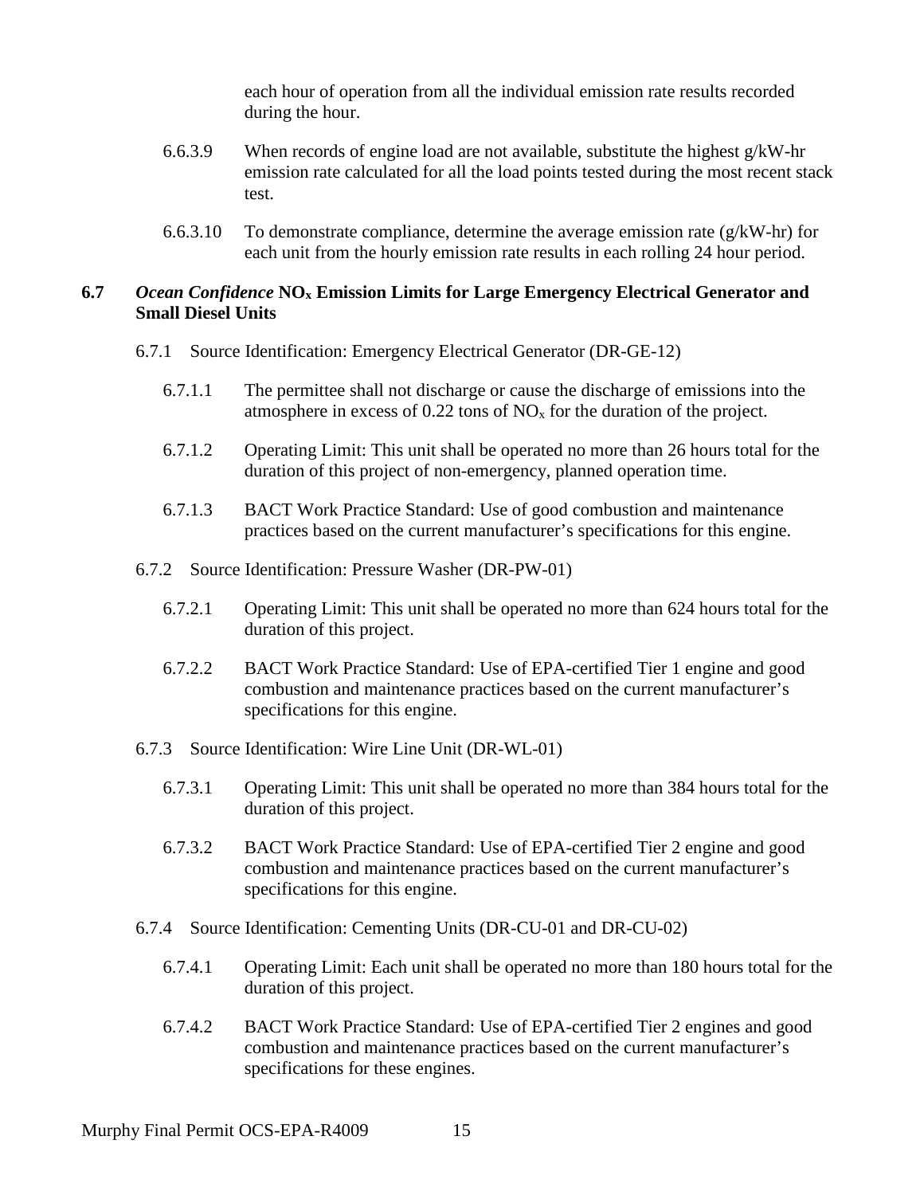each hour of operation from all the individual emission rate results recorded during the hour.

6.6.3.9 When records of engine load are not available, substitute the highest g/kW-hr emission rate calculated for all the load points tested during the most recent stack test.

6.6.3.10 To demonstrate compliance, determine the average emission rate (g/kW-hr) for each unit from the hourly emission rate results in each rolling 24 hour period.

### 6.7 *Ocean Confidence* $NO_x$ Emission Limits for Large Emergency Electrical Generator and Small Diesel Units

6.7.1 Source Identification: Emergency Electrical Generator (DR-GE-12)

6.7.1.1 The permittee shall not discharge or cause the discharge of emissions into the atmosphere in excess of 0.22 tons of $NO_x$ for the duration of the project.

6.7.1.2 Operating Limit: This unit shall be operated no more than 26 hours total for the duration of this project of non-emergency, planned operation time.

6.7.1.3 BACT Work Practice Standard: Use of good combustion and maintenance practices based on the current manufacturer's specifications for this engine.

6.7.2 Source Identification: Pressure Washer (DR-PW-01)

6.7.2.1 Operating Limit: This unit shall be operated no more than 624 hours total for the duration of this project.

6.7.2.2 BACT Work Practice Standard: Use of EPA-certified Tier 1 engine and good combustion and maintenance practices based on the current manufacturer's specifications for this engine.

6.7.3 Source Identification: Wire Line Unit (DR-WL-01)

6.7.3.1 Operating Limit: This unit shall be operated no more than 384 hours total for the duration of this project.

6.7.3.2 BACT Work Practice Standard: Use of EPA-certified Tier 2 engine and good combustion and maintenance practices based on the current manufacturer's specifications for this engine.

6.7.4 Source Identification: Cementing Units (DR-CU-01 and DR-CU-02)

6.7.4.1 Operating Limit: Each unit shall be operated no more than 180 hours total for the duration of this project.

6.7.4.2 BACT Work Practice Standard: Use of EPA-certified Tier 2 engines and good combustion and maintenance practices based on the current manufacturer's specifications for these engines.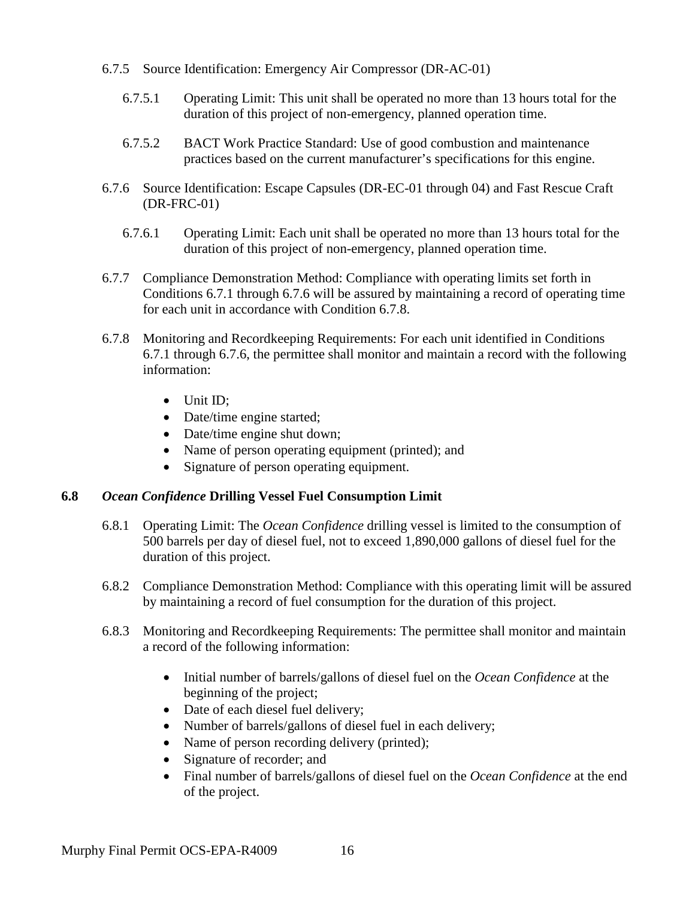6.7.5 Source Identification: Emergency Air Compressor (DR-AC-01)

6.7.5.1 Operating Limit: This unit shall be operated no more than 13 hours total for the duration of this project of non-emergency, planned operation time.

6.7.5.2 BACT Work Practice Standard: Use of good combustion and maintenance practices based on the current manufacturer's specifications for this engine.

6.7.6 Source Identification: Escape Capsules (DR-EC-01 through 04) and Fast Rescue Craft (DR-FRC-01)

6.7.6.1 Operating Limit: Each unit shall be operated no more than 13 hours total for the duration of this project of non-emergency, planned operation time.

6.7.7 Compliance Demonstration Method: Compliance with operating limits set forth in Conditions 6.7.1 through 6.7.6 will be assured by maintaining a record of operating time for each unit in accordance with Condition 6.7.8.

6.7.8 Monitoring and Recordkeeping Requirements: For each unit identified in Conditions 6.7.1 through 6.7.6, the permittee shall monitor and maintain a record with the following information:

- Unit ID;
- Date/time engine started;
- Date/time engine shut down;
- Name of person operating equipment (printed); and
- Signature of person operating equipment.

### 6.8 *Ocean Confidence* Drilling Vessel Fuel Consumption Limit

6.8.1 Operating Limit: The *Ocean Confidence* drilling vessel is limited to the consumption of 500 barrels per day of diesel fuel, not to exceed 1,890,000 gallons of diesel fuel for the duration of this project.

6.8.2 Compliance Demonstration Method: Compliance with this operating limit will be assured by maintaining a record of fuel consumption for the duration of this project.

6.8.3 Monitoring and Recordkeeping Requirements: The permittee shall monitor and maintain a record of the following information:

- Initial number of barrels/gallons of diesel fuel on the *Ocean Confidence* at the beginning of the project;
- Date of each diesel fuel delivery;
- Number of barrels/gallons of diesel fuel in each delivery;
- Name of person recording delivery (printed);
- Signature of recorder; and
- Final number of barrels/gallons of diesel fuel on the *Ocean Confidence* at the end of the project.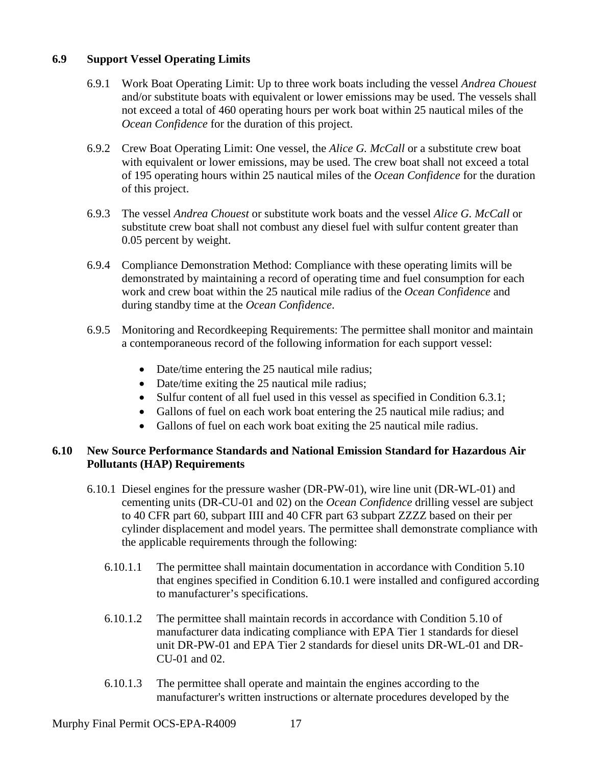### 6.9 Support Vessel Operating Limits

6.9.1 Work Boat Operating Limit: Up to three work boats including the vessel *Andrea Chouest* and/or substitute boats with equivalent or lower emissions may be used. The vessels shall not exceed a total of 460 operating hours per work boat within 25 nautical miles of the *Ocean Confidence* for the duration of this project.

6.9.2 Crew Boat Operating Limit: One vessel, the *Alice G. McCall* or a substitute crew boat with equivalent or lower emissions, may be used. The crew boat shall not exceed a total of 195 operating hours within 25 nautical miles of the *Ocean Confidence* for the duration of this project.

6.9.3 The vessel *Andrea Chouest* or substitute work boats and the vessel *Alice G. McCall* or substitute crew boat shall not combust any diesel fuel with sulfur content greater than 0.05 percent by weight.

6.9.4 Compliance Demonstration Method: Compliance with these operating limits will be demonstrated by maintaining a record of operating time and fuel consumption for each work and crew boat within the 25 nautical mile radius of the *Ocean Confidence* and during standby time at the *Ocean Confidence*.

6.9.5 Monitoring and Recordkeeping Requirements: The permittee shall monitor and maintain a contemporaneous record of the following information for each support vessel:

- Date/time entering the 25 nautical mile radius;
- Date/time exiting the 25 nautical mile radius;
- Sulfur content of all fuel used in this vessel as specified in Condition 6.3.1;
- Gallons of fuel on each work boat entering the 25 nautical mile radius; and
- Gallons of fuel on each work boat exiting the 25 nautical mile radius.

### 6.10 New Source Performance Standards and National Emission Standard for Hazardous Air Pollutants (HAP) Requirements

6.10.1 Diesel engines for the pressure washer (DR-PW-01), wire line unit (DR-WL-01) and cementing units (DR-CU-01 and 02) on the *Ocean Confidence* drilling vessel are subject to 40 CFR part 60, subpart IIII and 40 CFR part 63 subpart ZZZZ based on their per cylinder displacement and model years. The permittee shall demonstrate compliance with the applicable requirements through the following:

6.10.1.1 The permittee shall maintain documentation in accordance with Condition 5.10 that engines specified in Condition 6.10.1 were installed and configured according to manufacturer's specifications.

6.10.1.2 The permittee shall maintain records in accordance with Condition 5.10 of manufacturer data indicating compliance with EPA Tier 1 standards for diesel unit DR-PW-01 and EPA Tier 2 standards for diesel units DR-WL-01 and DR-CU-01 and 02.

6.10.1.3 The permittee shall operate and maintain the engines according to the manufacturer's written instructions or alternate procedures developed by the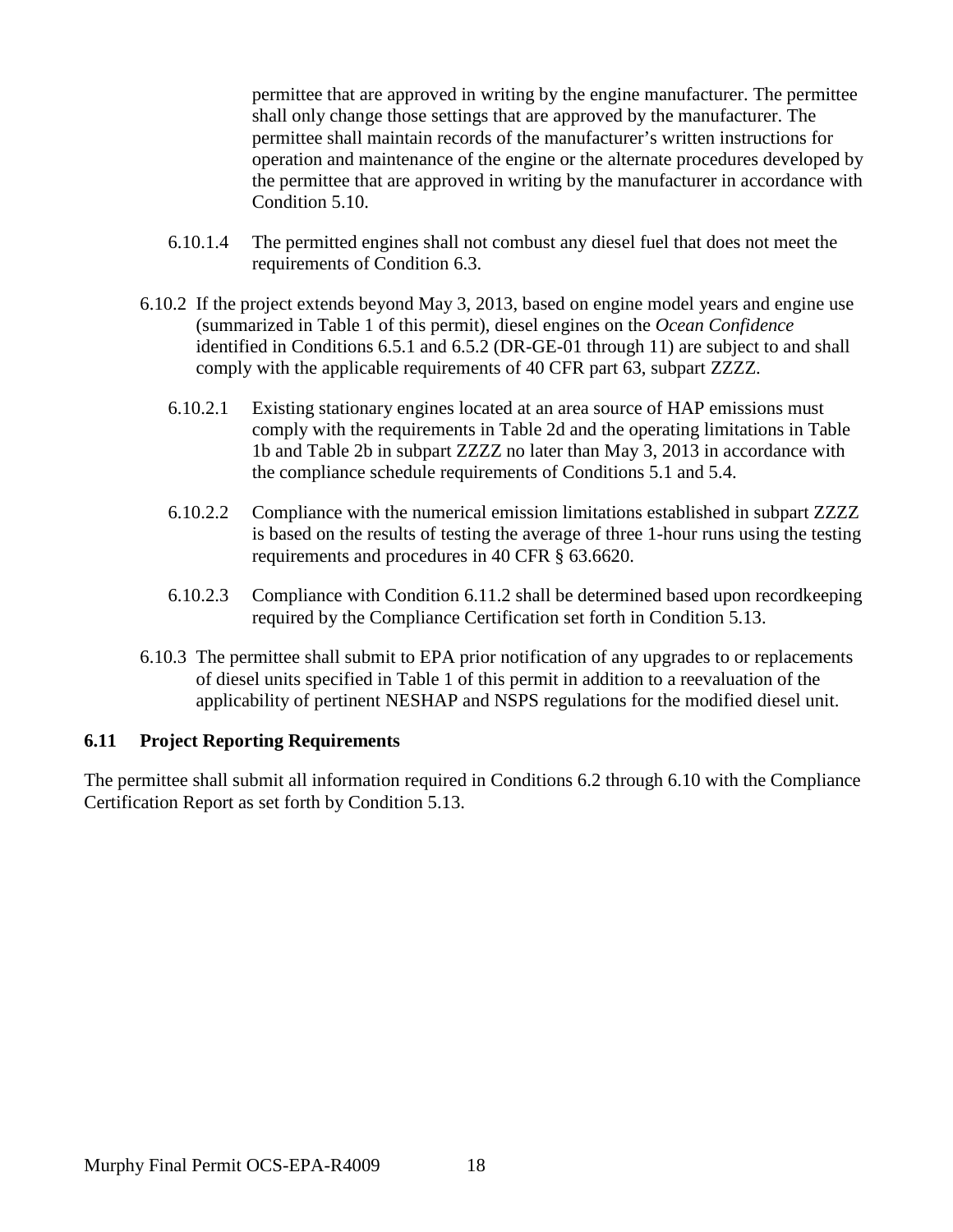permittee that are approved in writing by the engine manufacturer. The permittee shall only change those settings that are approved by the manufacturer. The permittee shall maintain records of the manufacturer's written instructions for operation and maintenance of the engine or the alternate procedures developed by the permittee that are approved in writing by the manufacturer in accordance with Condition 5.10.

6.10.1.4 The permitted engines shall not combust any diesel fuel that does not meet the requirements of Condition 6.3.

6.10.2 If the project extends beyond May 3, 2013, based on engine model years and engine use (summarized in Table 1 of this permit), diesel engines on the *Ocean Confidence* identified in Conditions 6.5.1 and 6.5.2 (DR-GE-01 through 11) are subject to and shall comply with the applicable requirements of 40 CFR part 63, subpart ZZZZ.

6.10.2.1 Existing stationary engines located at an area source of HAP emissions must comply with the requirements in Table 2d and the operating limitations in Table 1b and Table 2b in subpart ZZZZ no later than May 3, 2013 in accordance with the compliance schedule requirements of Conditions 5.1 and 5.4.

6.10.2.2 Compliance with the numerical emission limitations established in subpart ZZZZ is based on the results of testing the average of three 1-hour runs using the testing requirements and procedures in 40 CFR § 63.6620.

6.10.2.3 Compliance with Condition 6.11.2 shall be determined based upon recordkeeping required by the Compliance Certification set forth in Condition 5.13.

6.10.3 The permittee shall submit to EPA prior notification of any upgrades to or replacements of diesel units specified in Table 1 of this permit in addition to a reevaluation of the applicability of pertinent NESHAP and NSPS regulations for the modified diesel unit.

### 6.11 Project Reporting Requirements

The permittee shall submit all information required in Conditions 6.2 through 6.10 with the Compliance Certification Report as set forth by Condition 5.13.